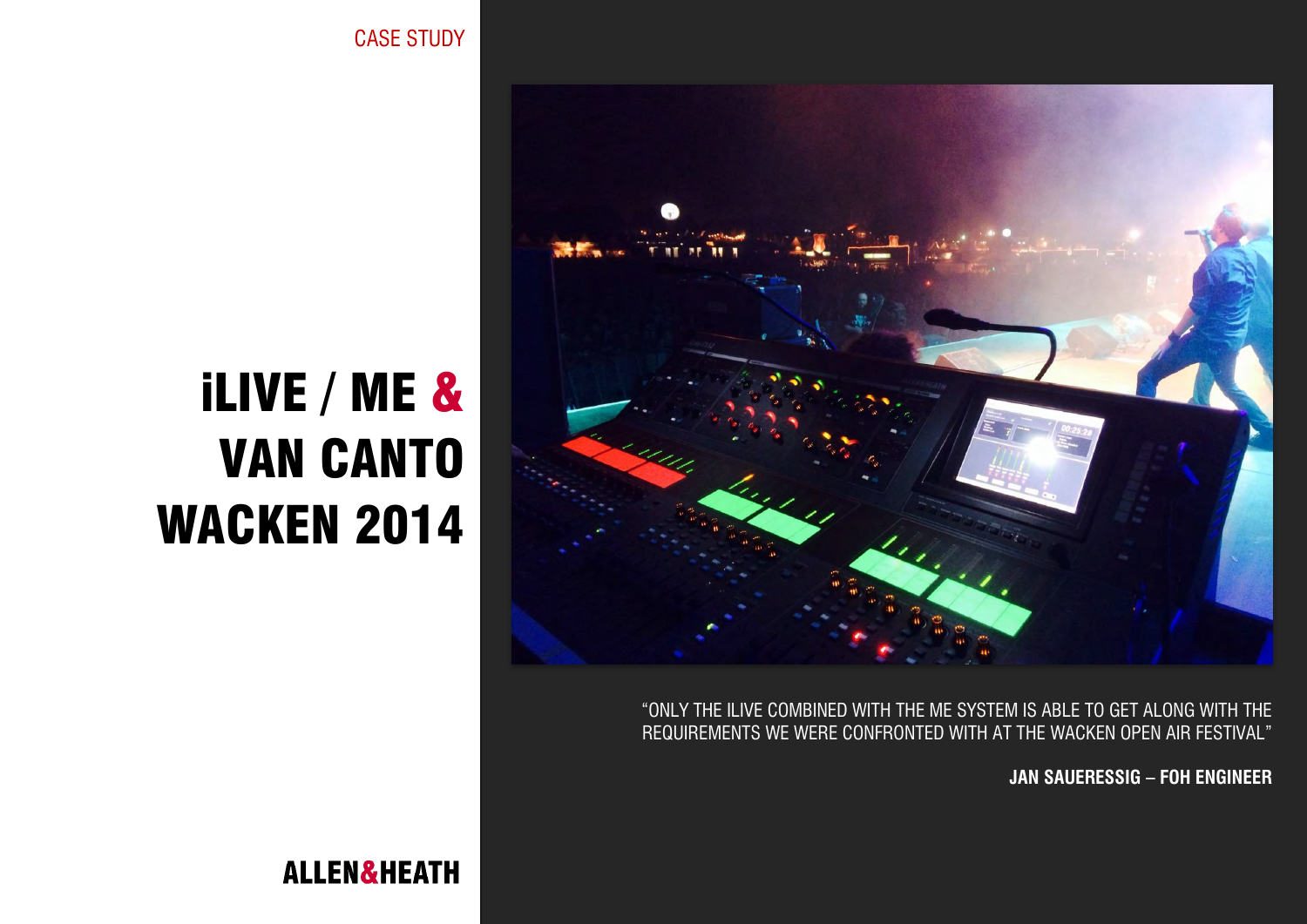CASE STUDY

# iLIVE / ME & VAN CANTO WACKEN 2014

"ONLY THE ILIVE COMBINED WITH THE ME SYSTEM IS ABLE TO GET ALONG WITH THE REQUIREMENTS WE WERE CONFRONTED WITH AT THE WACKEN OPEN AIR FESTIVAL"

**JAN SAUERESSIG – FOH ENGINEER**

ALLEN&HEATH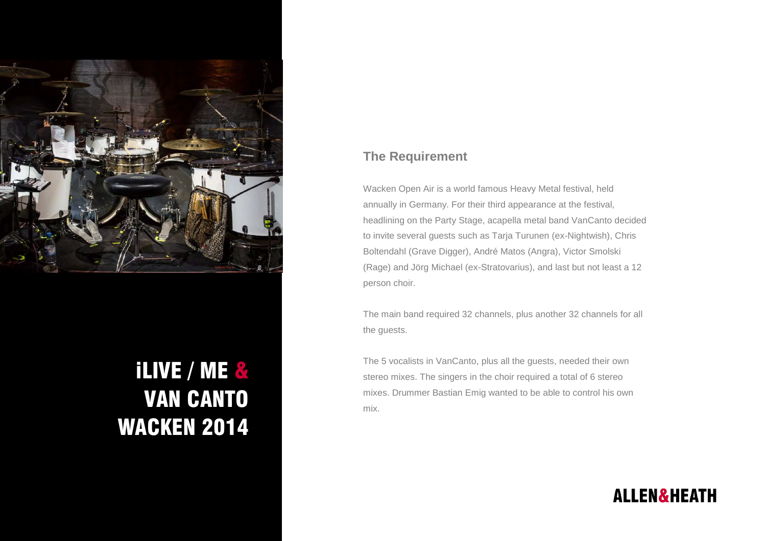# iLIVE / ME & VAN CANTO WACKEN 2014

## The Requirement

Wacken Open Air is a world famous Heavy Metal festival, held annually in Germany. For their third appearance at the festival, headlining on the Party Stage, acapella metal band VanCanto decided to invite several guests such as Tarja Turunen (ex-Nightwish), Chris Boltendahl (Grave Digger), André Matos (Angra), Victor Smolski (Rage) and Jörg Michael (ex-Stratovarius), and last but not least a 12 person choir.

The main band required 32 channels, plus another 32 channels for all the guests.

The 5 vocalists in VanCanto, plus all the guests, needed their own stereo mixes. The singers in the choir required a total of 6 stereo mixes. Drummer Bastian Emig wanted to be able to control his own mix.

ALLEN&HEATH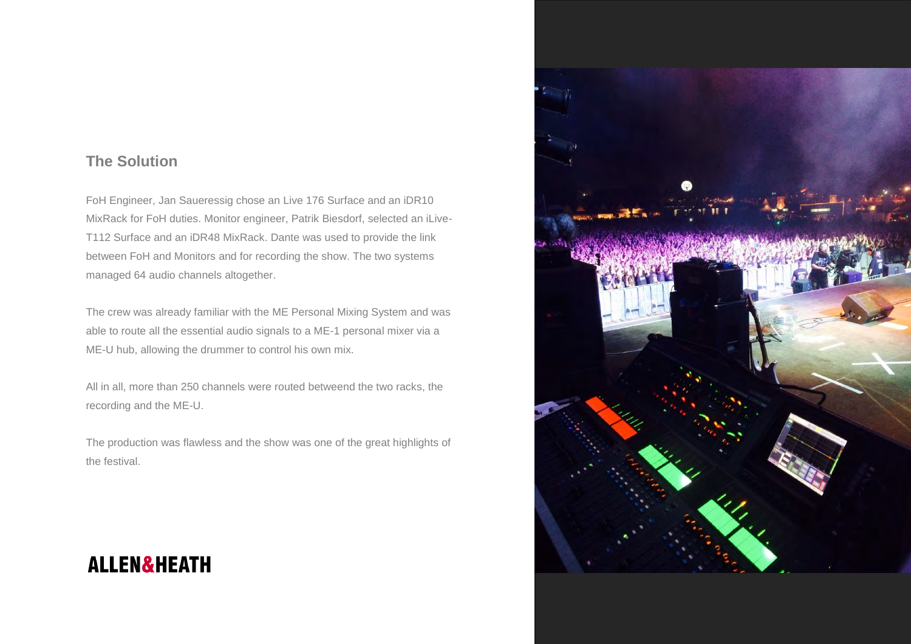## The Solution

FoH Engineer, Jan Saueressig chose an Live 176 Surface and an iDR10 MixRack for FoH duties. Monitor engineer, Patrik Biesdorf, selected an iLive-T112 Surface and an iDR48 MixRack. Dante was used to provide the link between FoH and Monitors and for recording the show. The two systems managed 64 audio channels altogether.

The crew was already familiar with the ME Personal Mixing System and was able to route all the essential audio signals to a ME-1 personal mixer via a ME-U hub, allowing the drummer to control his own mix.

All in all, more than 250 channels were routed betweend the two racks, the recording and the ME-U.

The production was flawless and the show was one of the great highlights of the festival.

ALLEN&HEATH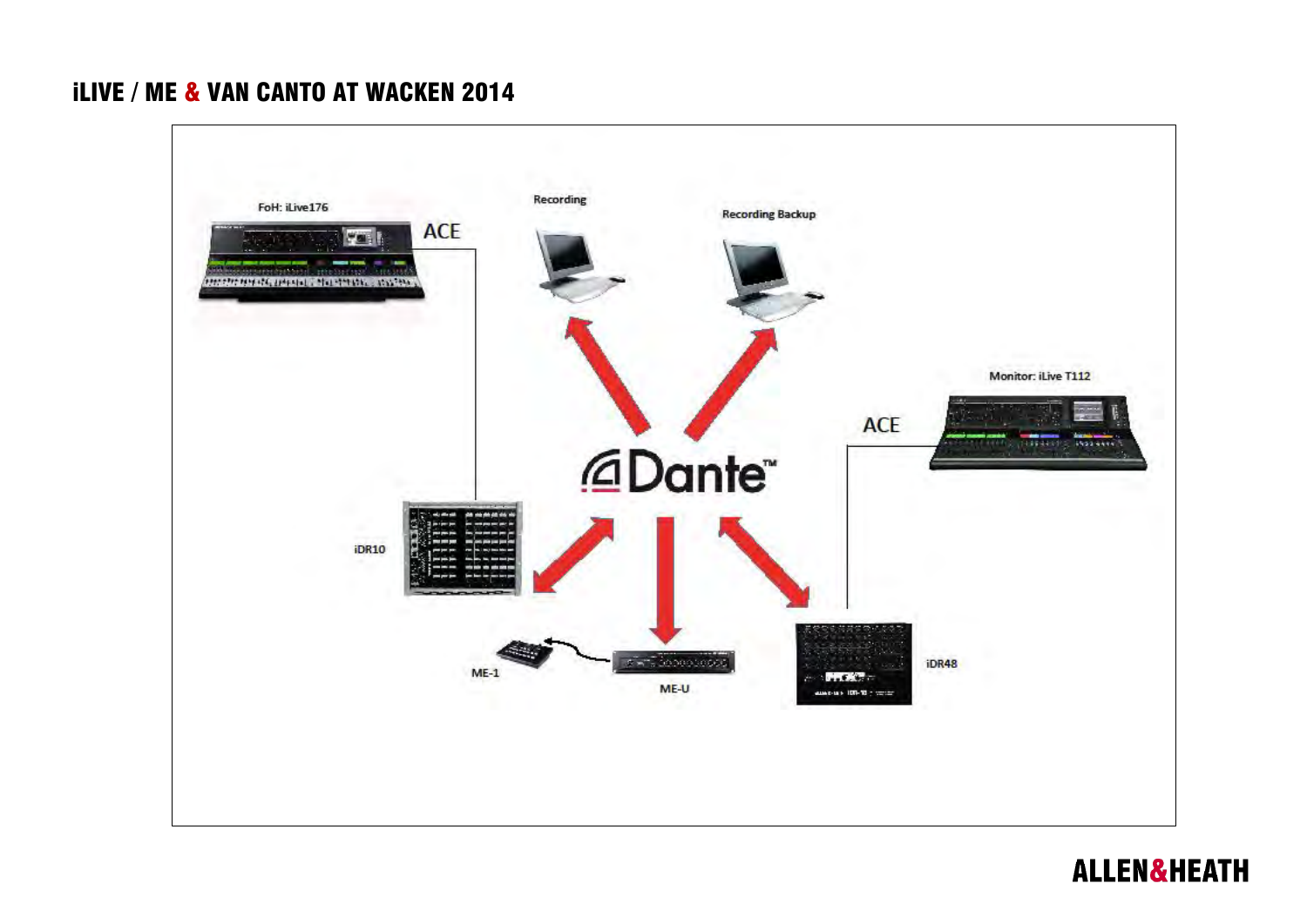# iLIVE / ME & VAN CANTO AT WACKEN 2014

FoH: iLive176

ACE

Recording

Recording Backup

Monitor: iLive T112

ACE

Dante™

iDR10

iDR48

ME-1

ME-U